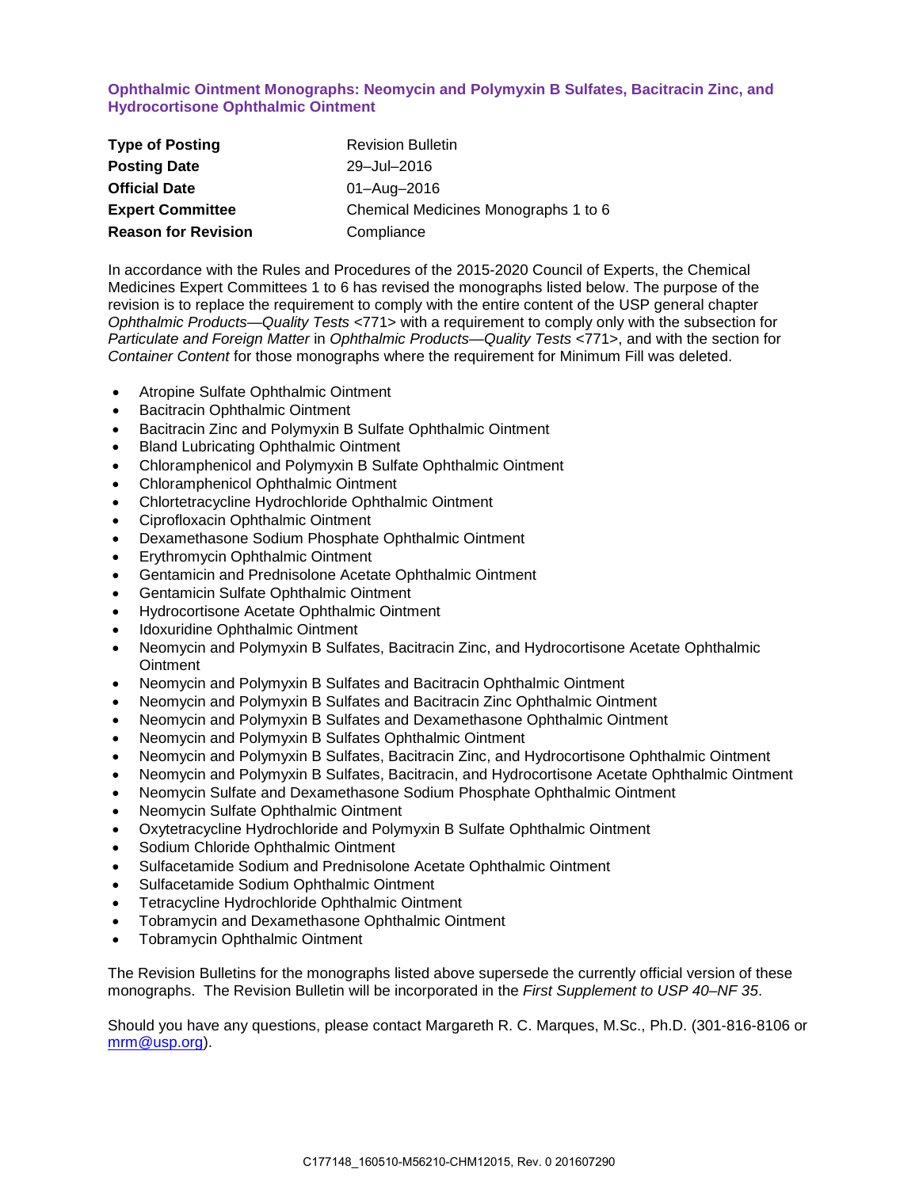# Ophthalmic Ointment Monographs: Neomycin and Polymyxin B Sulfates, Bacitracin Zinc, and Hydrocortisone Ophthalmic Ointment

| | |
|---|---|
| **Type of Posting** | Revision Bulletin |
| **Posting Date** | 29–Jul–2016 |
| **Official Date** | 01–Aug–2016 |
| **Expert Committee** | Chemical Medicines Monographs 1 to 6 |
| **Reason for Revision** | Compliance |

In accordance with the Rules and Procedures of the 2015-2020 Council of Experts, the Chemical Medicines Expert Committees 1 to 6 has revised the monographs listed below. The purpose of the revision is to replace the requirement to comply with the entire content of the USP general chapter *Ophthalmic Products—Quality Tests* <771> with a requirement to comply only with the subsection for *Particulate and Foreign Matter* in *Ophthalmic Products—Quality Tests* <771>, and with the section for *Container Content* for those monographs where the requirement for Minimum Fill was deleted.

- Atropine Sulfate Ophthalmic Ointment
- Bacitracin Ophthalmic Ointment
- Bacitracin Zinc and Polymyxin B Sulfate Ophthalmic Ointment
- Bland Lubricating Ophthalmic Ointment
- Chloramphenicol and Polymyxin B Sulfate Ophthalmic Ointment
- Chloramphenicol Ophthalmic Ointment
- Chlortetracycline Hydrochloride Ophthalmic Ointment
- Ciprofloxacin Ophthalmic Ointment
- Dexamethasone Sodium Phosphate Ophthalmic Ointment
- Erythromycin Ophthalmic Ointment
- Gentamicin and Prednisolone Acetate Ophthalmic Ointment
- Gentamicin Sulfate Ophthalmic Ointment
- Hydrocortisone Acetate Ophthalmic Ointment
- Idoxuridine Ophthalmic Ointment
- Neomycin and Polymyxin B Sulfates, Bacitracin Zinc, and Hydrocortisone Acetate Ophthalmic Ointment
- Neomycin and Polymyxin B Sulfates and Bacitracin Ophthalmic Ointment
- Neomycin and Polymyxin B Sulfates and Bacitracin Zinc Ophthalmic Ointment
- Neomycin and Polymyxin B Sulfates and Dexamethasone Ophthalmic Ointment
- Neomycin and Polymyxin B Sulfates Ophthalmic Ointment
- Neomycin and Polymyxin B Sulfates, Bacitracin Zinc, and Hydrocortisone Ophthalmic Ointment
- Neomycin and Polymyxin B Sulfates, Bacitracin, and Hydrocortisone Acetate Ophthalmic Ointment
- Neomycin Sulfate and Dexamethasone Sodium Phosphate Ophthalmic Ointment
- Neomycin Sulfate Ophthalmic Ointment
- Oxytetracycline Hydrochloride and Polymyxin B Sulfate Ophthalmic Ointment
- Sodium Chloride Ophthalmic Ointment
- Sulfacetamide Sodium and Prednisolone Acetate Ophthalmic Ointment
- Sulfacetamide Sodium Ophthalmic Ointment
- Tetracycline Hydrochloride Ophthalmic Ointment
- Tobramycin and Dexamethasone Ophthalmic Ointment
- Tobramycin Ophthalmic Ointment

The Revision Bulletins for the monographs listed above supersede the currently official version of these monographs. The Revision Bulletin will be incorporated in the *First Supplement to USP 40–NF 35*.

Should you have any questions, please contact Margareth R. C. Marques, M.Sc., Ph.D. (301-816-8106 or mrm@usp.org).

C177148_160510-M56210-CHM12015, Rev. 0 201607290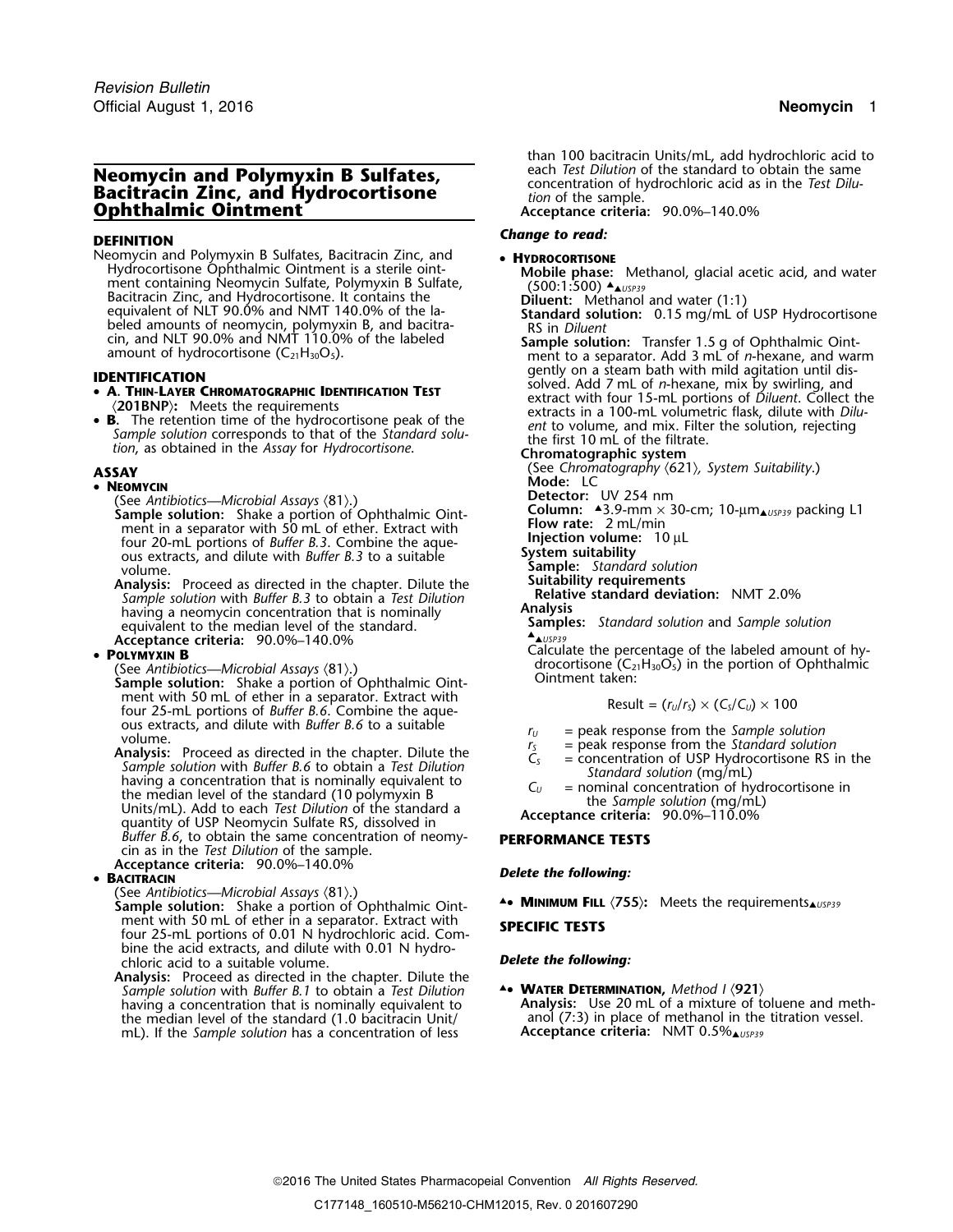# Neomycin and Polymyxin B Sulfates, Bacitracin Zinc, and Hydrocortisone Ophthalmic Ointment

## DEFINITION

Neomycin and Polymyxin B Sulfates, Bacitracin Zinc, and Hydrocortisone Ophthalmic Ointment is a sterile ointment containing Neomycin Sulfate, Polymyxin B Sulfate, Bacitracin Zinc, and Hydrocortisone. It contains the equivalent of NLT 90.0% and NMT 140.0% of the labeled amounts of neomycin, polymyxin B, and bacitracin, and NLT 90.0% and NMT 110.0% of the labeled amount of hydrocortisone ($C_{21}H_{30}O_5$).

## IDENTIFICATION

- **A. Thin-Layer Chromatographic Identification Test** ⟨201BNP⟩**:** Meets the requirements
- **B.** The retention time of the hydrocortisone peak of the *Sample solution* corresponds to that of the *Standard solution*, as obtained in the *Assay* for *Hydrocortisone*.

## ASSAY

- **Neomycin**

  (See *Antibiotics—Microbial Assays* ⟨81⟩.)

  **Sample solution:** Shake a portion of Ophthalmic Ointment in a separator with 50 mL of ether. Extract with four 20-mL portions of *Buffer B.3*. Combine the aqueous extracts, and dilute with *Buffer B.3* to a suitable volume.

  **Analysis:** Proceed as directed in the chapter. Dilute the *Sample solution* with *Buffer B.3* to obtain a *Test Dilution* having a neomycin concentration that is nominally equivalent to the median level of the standard.

  **Acceptance criteria:** 90.0%–140.0%

- **Polymyxin B**

  (See *Antibiotics—Microbial Assays* ⟨81⟩.)

  **Sample solution:** Shake a portion of Ophthalmic Ointment with 50 mL of ether in a separator. Extract with four 25-mL portions of *Buffer B.6*. Combine the aqueous extracts, and dilute with *Buffer B.6* to a suitable volume.

  **Analysis:** Proceed as directed in the chapter. Dilute the *Sample solution* with *Buffer B.6* to obtain a *Test Dilution* having a concentration that is nominally equivalent to the median level of the standard (10 polymyxin B Units/mL). Add to each *Test Dilution* of the standard a quantity of USP Neomycin Sulfate RS, dissolved in *Buffer B.6*, to obtain the same concentration of neomycin as in the *Test Dilution* of the sample.

  **Acceptance criteria:** 90.0%–140.0%

- **Bacitracin**

  (See *Antibiotics—Microbial Assays* ⟨81⟩.)

  **Sample solution:** Shake a portion of Ophthalmic Ointment with 50 mL of ether in a separator. Extract with four 25-mL portions of 0.01 N hydrochloric acid. Combine the acid extracts, and dilute with 0.01 N hydrochloric acid to a suitable volume.

  **Analysis:** Proceed as directed in the chapter. Dilute the *Sample solution* with *Buffer B.1* to obtain a *Test Dilution* having a concentration that is nominally equivalent to the median level of the standard (1.0 bacitracin Unit/mL). If the *Sample solution* has a concentration of less than 100 bacitracin Units/mL, add hydrochloric acid to each *Test Dilution* of the standard to obtain the same concentration of hydrochloric acid as in the *Test Dilution* of the sample.

  **Acceptance criteria:** 90.0%–140.0%

*Change to read:*

- **Hydrocortisone**

  **Mobile phase:** Methanol, glacial acetic acid, and water (500:1:500) ▲▲USP39

  **Diluent:** Methanol and water (1:1)

  **Standard solution:** 0.15 mg/mL of USP Hydrocortisone RS in *Diluent*

  **Sample solution:** Transfer 1.5 g of Ophthalmic Ointment to a separator. Add 3 mL of *n*-hexane, and warm gently on a steam bath with mild agitation until dissolved. Add 7 mL of *n*-hexane, mix by swirling, and extract with four 15-mL portions of *Diluent*. Collect the extracts in a 100-mL volumetric flask, dilute with *Diluent* to volume, and mix. Filter the solution, rejecting the first 10 mL of the filtrate.

  **Chromatographic system**

  (See *Chromatography* ⟨621⟩, *System Suitability*.)

  **Mode:** LC

  **Detector:** UV 254 nm

  **Column:** ▲3.9-mm × 30-cm; 10-µm▲USP39 packing L1

  **Flow rate:** 2 mL/min

  **Injection volume:** 10 µL

  **System suitability**

  **Sample:** *Standard solution*

  **Suitability requirements**

  **Relative standard deviation:** NMT 2.0%

  **Analysis**

  **Samples:** *Standard solution* and *Sample solution*

  ▲▲USP39

  Calculate the percentage of the labeled amount of hydrocortisone ($C_{21}H_{30}O_5$) in the portion of Ophthalmic Ointment taken:

  $$\text{Result} = (r_U/r_S) \times (C_S/C_U) \times 100$$

  $r_U$ = peak response from the *Sample solution*

  $r_S$ = peak response from the *Standard solution*

  $C_S$ = concentration of USP Hydrocortisone RS in the *Standard solution* (mg/mL)

  $C_U$ = nominal concentration of hydrocortisone in the *Sample solution* (mg/mL)

  **Acceptance criteria:** 90.0%–110.0%

## PERFORMANCE TESTS

*Delete the following:*

- ▲• **Minimum Fill** ⟨755⟩**:** Meets the requirements▲USP39

## SPECIFIC TESTS

*Delete the following:*

- ▲• **Water Determination,** *Method I* ⟨921⟩

  **Analysis:** Use 20 mL of a mixture of toluene and methanol (7:3) in place of methanol in the titration vessel.

  **Acceptance criteria:** NMT 0.5%▲USP39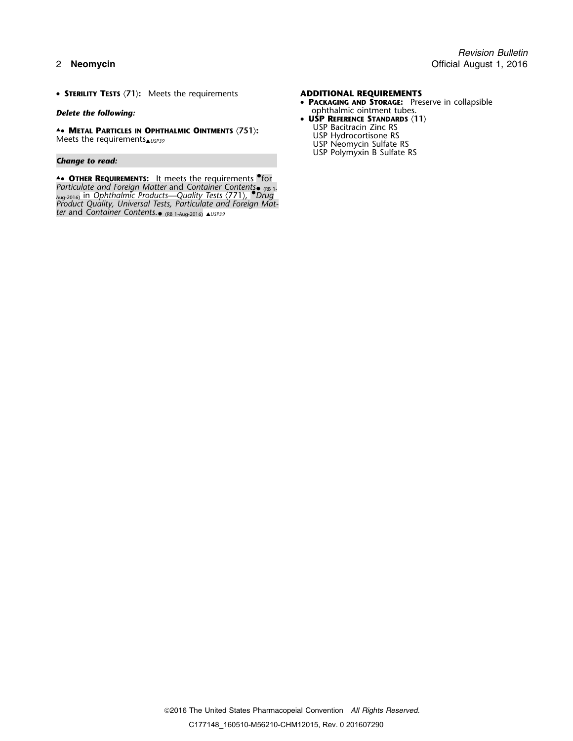• **Sterility Tests** ⟨71⟩: Meets the requirements

***Delete the following:***

▲• **Metal Particles in Ophthalmic Ointments** ⟨751⟩: Meets the requirements▲*USP39*

***Change to read:***

▲• **Other Requirements:** It meets the requirements •for *Particulate and Foreign Matter* and *Container Contents*• (RB 1-Aug-2016) in *Ophthalmic Products—Quality Tests* ⟨771⟩, •*Drug Product Quality, Universal Tests, Particulate and Foreign Matter* and *Container Contents*.• (RB 1-Aug-2016) ▲*USP39*

## ADDITIONAL REQUIREMENTS

• **Packaging and Storage:** Preserve in collapsible ophthalmic ointment tubes.

• **USP Reference Standards** ⟨11⟩
  - USP Bacitracin Zinc RS
  - USP Hydrocortisone RS
  - USP Neomycin Sulfate RS
  - USP Polymyxin B Sulfate RS